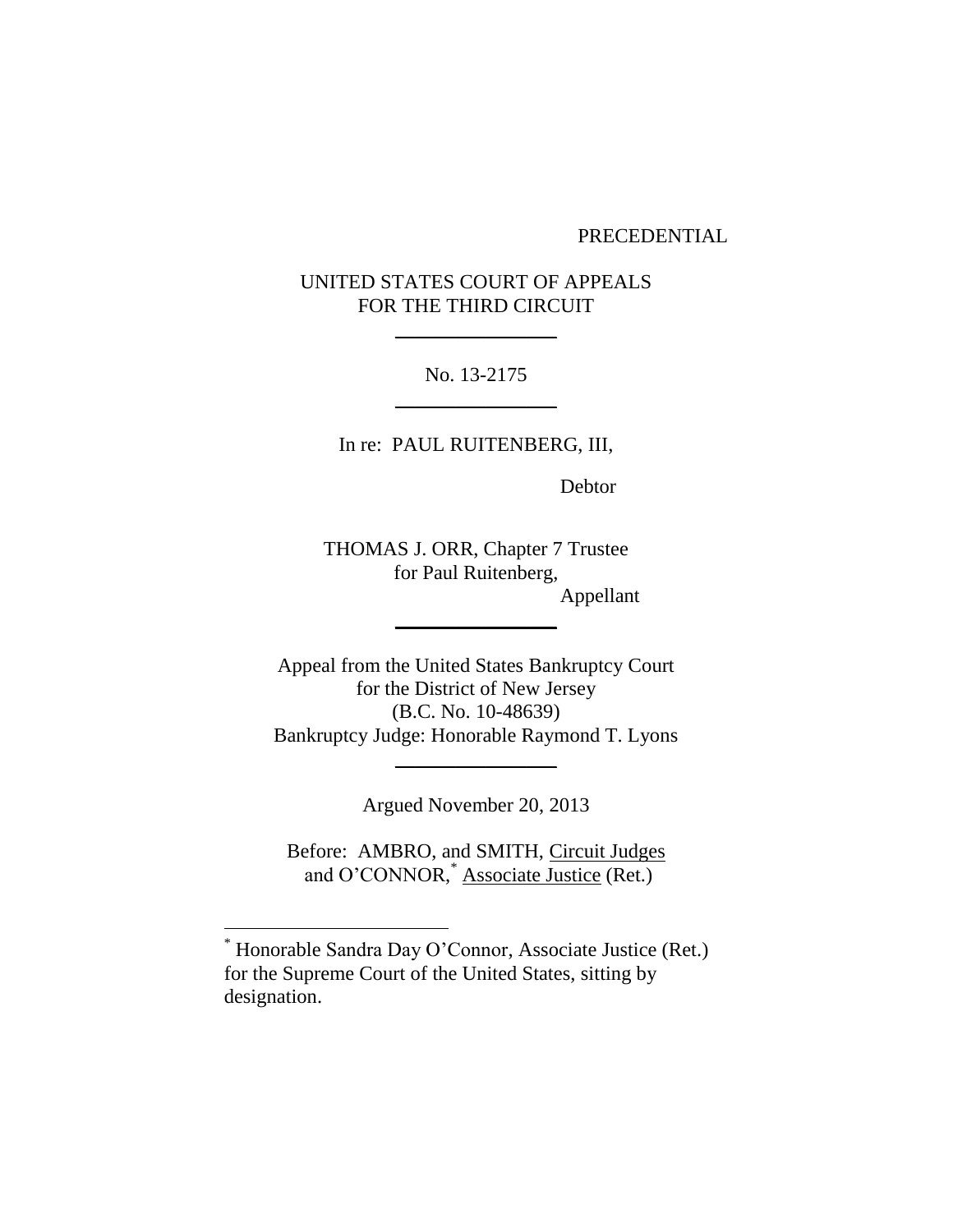PRECEDENTIAL

UNITED STATES COURT OF APPEALS
FOR THE THIRD CIRCUIT

---

No. 13-2175

---

In re: PAUL RUITENBERG, III,

Debtor

THOMAS J. ORR, Chapter 7 Trustee
for Paul Ruitenberg,

Appellant

---

Appeal from the United States Bankruptcy Court
for the District of New Jersey
(B.C. No. 10-48639)
Bankruptcy Judge: Honorable Raymond T. Lyons

---

Argued November 20, 2013

Before: AMBRO, and SMITH, Circuit Judges
and O'CONNOR,[*] Associate Justice (Ret.)

---

[*] Honorable Sandra Day O'Connor, Associate Justice (Ret.) for the Supreme Court of the United States, sitting by designation.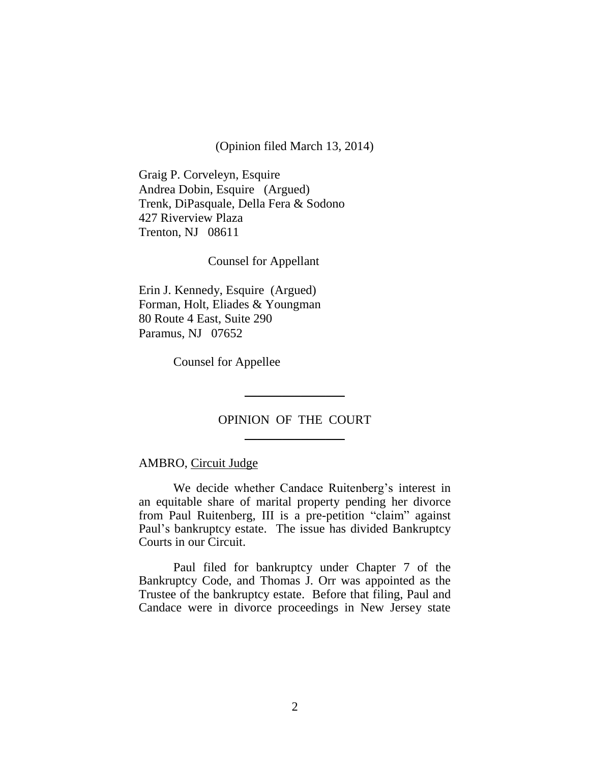(Opinion filed March 13, 2014)

Graig P. Corveleyn, Esquire
Andrea Dobin, Esquire (Argued)
Trenk, DiPasquale, Della Fera & Sodono
427 Riverview Plaza
Trenton, NJ 08611

Counsel for Appellant

Erin J. Kennedy, Esquire (Argued)
Forman, Holt, Eliades & Youngman
80 Route 4 East, Suite 290
Paramus, NJ 07652

Counsel for Appellee

---

OPINION OF THE COURT

---

AMBRO, Circuit Judge

We decide whether Candace Ruitenberg's interest in an equitable share of marital property pending her divorce from Paul Ruitenberg, III is a pre-petition "claim" against Paul's bankruptcy estate. The issue has divided Bankruptcy Courts in our Circuit.

Paul filed for bankruptcy under Chapter 7 of the Bankruptcy Code, and Thomas J. Orr was appointed as the Trustee of the bankruptcy estate. Before that filing, Paul and Candace were in divorce proceedings in New Jersey state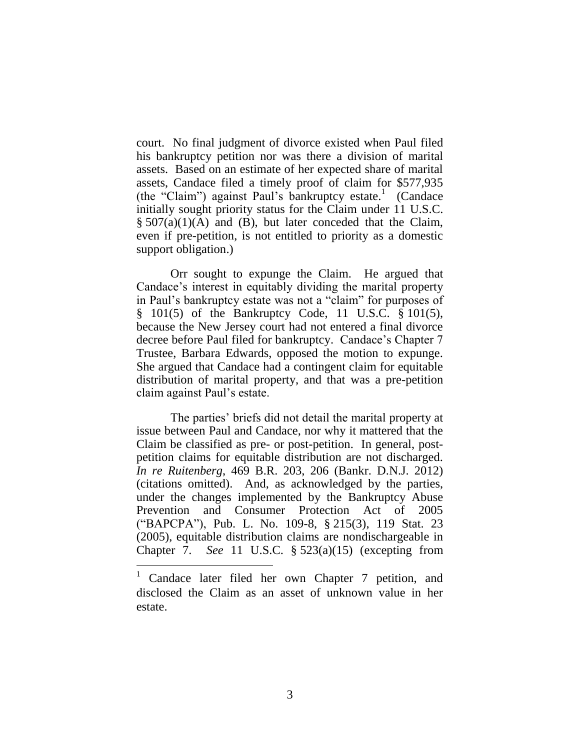court. No final judgment of divorce existed when Paul filed his bankruptcy petition nor was there a division of marital assets. Based on an estimate of her expected share of marital assets, Candace filed a timely proof of claim for \$577,935 (the "Claim") against Paul's bankruptcy estate.[1] (Candace initially sought priority status for the Claim under 11 U.S.C. § 507(a)(1)(A) and (B), but later conceded that the Claim, even if pre-petition, is not entitled to priority as a domestic support obligation.)

Orr sought to expunge the Claim. He argued that Candace's interest in equitably dividing the marital property in Paul's bankruptcy estate was not a "claim" for purposes of § 101(5) of the Bankruptcy Code, 11 U.S.C. § 101(5), because the New Jersey court had not entered a final divorce decree before Paul filed for bankruptcy. Candace's Chapter 7 Trustee, Barbara Edwards, opposed the motion to expunge. She argued that Candace had a contingent claim for equitable distribution of marital property, and that was a pre-petition claim against Paul's estate.

The parties' briefs did not detail the marital property at issue between Paul and Candace, nor why it mattered that the Claim be classified as pre- or post-petition. In general, post-petition claims for equitable distribution are not discharged. *In re Ruitenberg*, 469 B.R. 203, 206 (Bankr. D.N.J. 2012) (citations omitted). And, as acknowledged by the parties, under the changes implemented by the Bankruptcy Abuse Prevention and Consumer Protection Act of 2005 ("BAPCPA"), Pub. L. No. 109-8, § 215(3), 119 Stat. 23 (2005), equitable distribution claims are nondischargeable in Chapter 7. *See* 11 U.S.C. § 523(a)(15) (excepting from

[1] Candace later filed her own Chapter 7 petition, and disclosed the Claim as an asset of unknown value in her estate.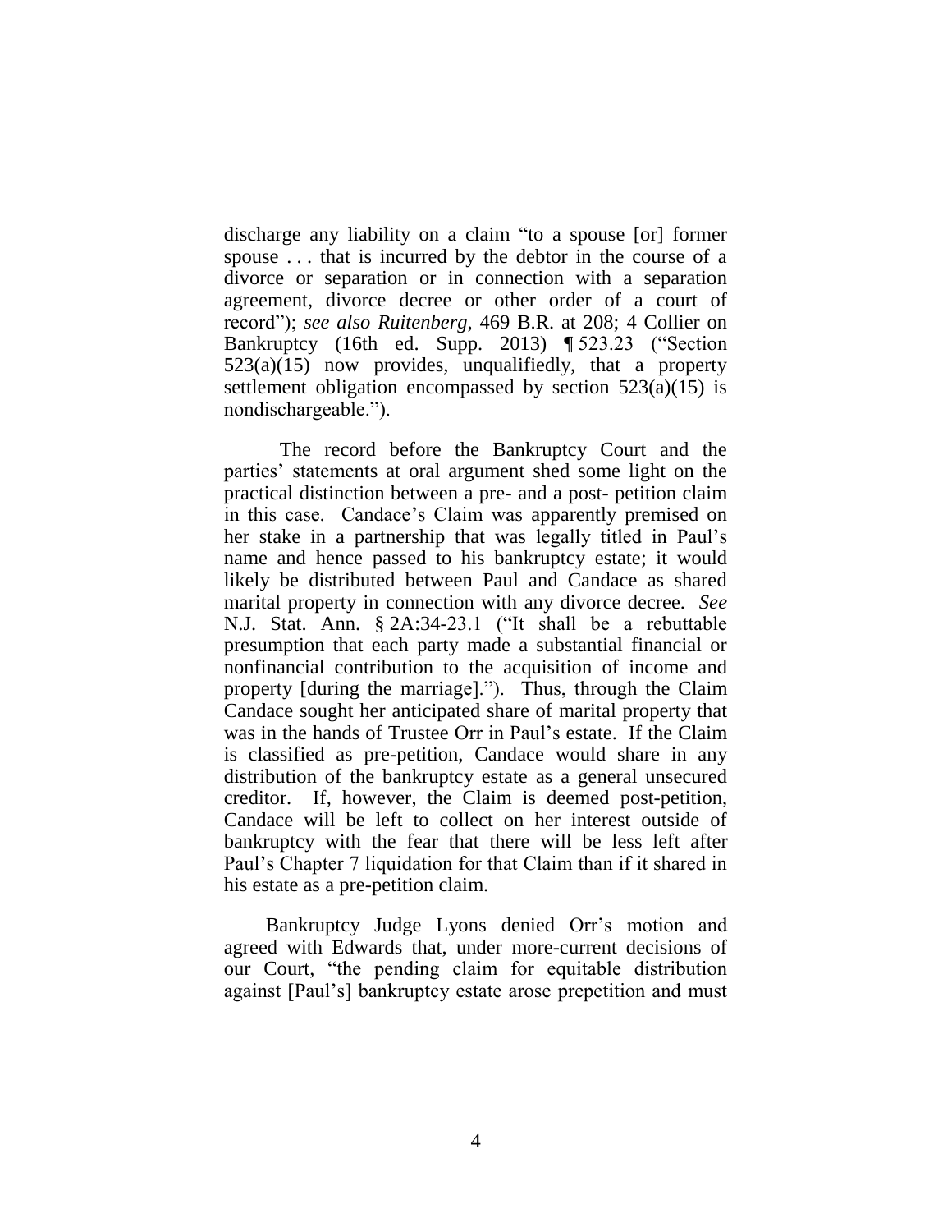discharge any liability on a claim "to a spouse [or] former spouse . . . that is incurred by the debtor in the course of a divorce or separation or in connection with a separation agreement, divorce decree or other order of a court of record"); *see also Ruitenberg*, 469 B.R. at 208; 4 Collier on Bankruptcy (16th ed. Supp. 2013) ¶ 523.23 ("Section 523(a)(15) now provides, unqualifiedly, that a property settlement obligation encompassed by section 523(a)(15) is nondischargeable.").

The record before the Bankruptcy Court and the parties' statements at oral argument shed some light on the practical distinction between a pre- and a post- petition claim in this case. Candace's Claim was apparently premised on her stake in a partnership that was legally titled in Paul's name and hence passed to his bankruptcy estate; it would likely be distributed between Paul and Candace as shared marital property in connection with any divorce decree. *See* N.J. Stat. Ann. § 2A:34-23.1 ("It shall be a rebuttable presumption that each party made a substantial financial or nonfinancial contribution to the acquisition of income and property [during the marriage]."). Thus, through the Claim Candace sought her anticipated share of marital property that was in the hands of Trustee Orr in Paul's estate. If the Claim is classified as pre-petition, Candace would share in any distribution of the bankruptcy estate as a general unsecured creditor. If, however, the Claim is deemed post-petition, Candace will be left to collect on her interest outside of bankruptcy with the fear that there will be less left after Paul's Chapter 7 liquidation for that Claim than if it shared in his estate as a pre-petition claim.

Bankruptcy Judge Lyons denied Orr's motion and agreed with Edwards that, under more-current decisions of our Court, "the pending claim for equitable distribution against [Paul's] bankruptcy estate arose prepetition and must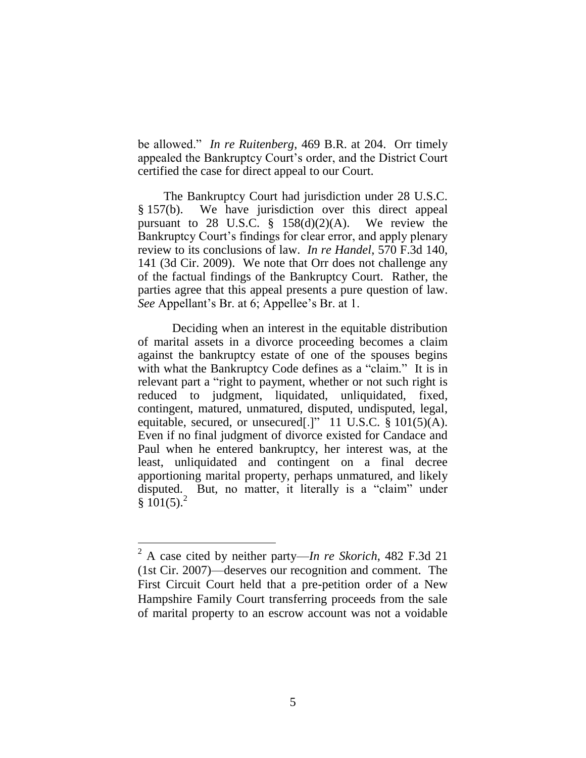be allowed." *In re Ruitenberg*, 469 B.R. at 204. Orr timely appealed the Bankruptcy Court's order, and the District Court certified the case for direct appeal to our Court.

The Bankruptcy Court had jurisdiction under 28 U.S.C. § 157(b). We have jurisdiction over this direct appeal pursuant to 28 U.S.C. § 158(d)(2)(A). We review the Bankruptcy Court's findings for clear error, and apply plenary review to its conclusions of law. *In re Handel*, 570 F.3d 140, 141 (3d Cir. 2009). We note that Orr does not challenge any of the factual findings of the Bankruptcy Court. Rather, the parties agree that this appeal presents a pure question of law. *See* Appellant's Br. at 6; Appellee's Br. at 1.

Deciding when an interest in the equitable distribution of marital assets in a divorce proceeding becomes a claim against the bankruptcy estate of one of the spouses begins with what the Bankruptcy Code defines as a "claim." It is in relevant part a "right to payment, whether or not such right is reduced to judgment, liquidated, unliquidated, fixed, contingent, matured, unmatured, disputed, undisputed, legal, equitable, secured, or unsecured[.]" 11 U.S.C. § 101(5)(A). Even if no final judgment of divorce existed for Candace and Paul when he entered bankruptcy, her interest was, at the least, unliquidated and contingent on a final decree apportioning marital property, perhaps unmatured, and likely disputed. But, no matter, it literally is a "claim" under § 101(5).[2]

---

[2] A case cited by neither party—*In re Skorich*, 482 F.3d 21 (1st Cir. 2007)—deserves our recognition and comment. The First Circuit Court held that a pre-petition order of a New Hampshire Family Court transferring proceeds from the sale of marital property to an escrow account was not a voidable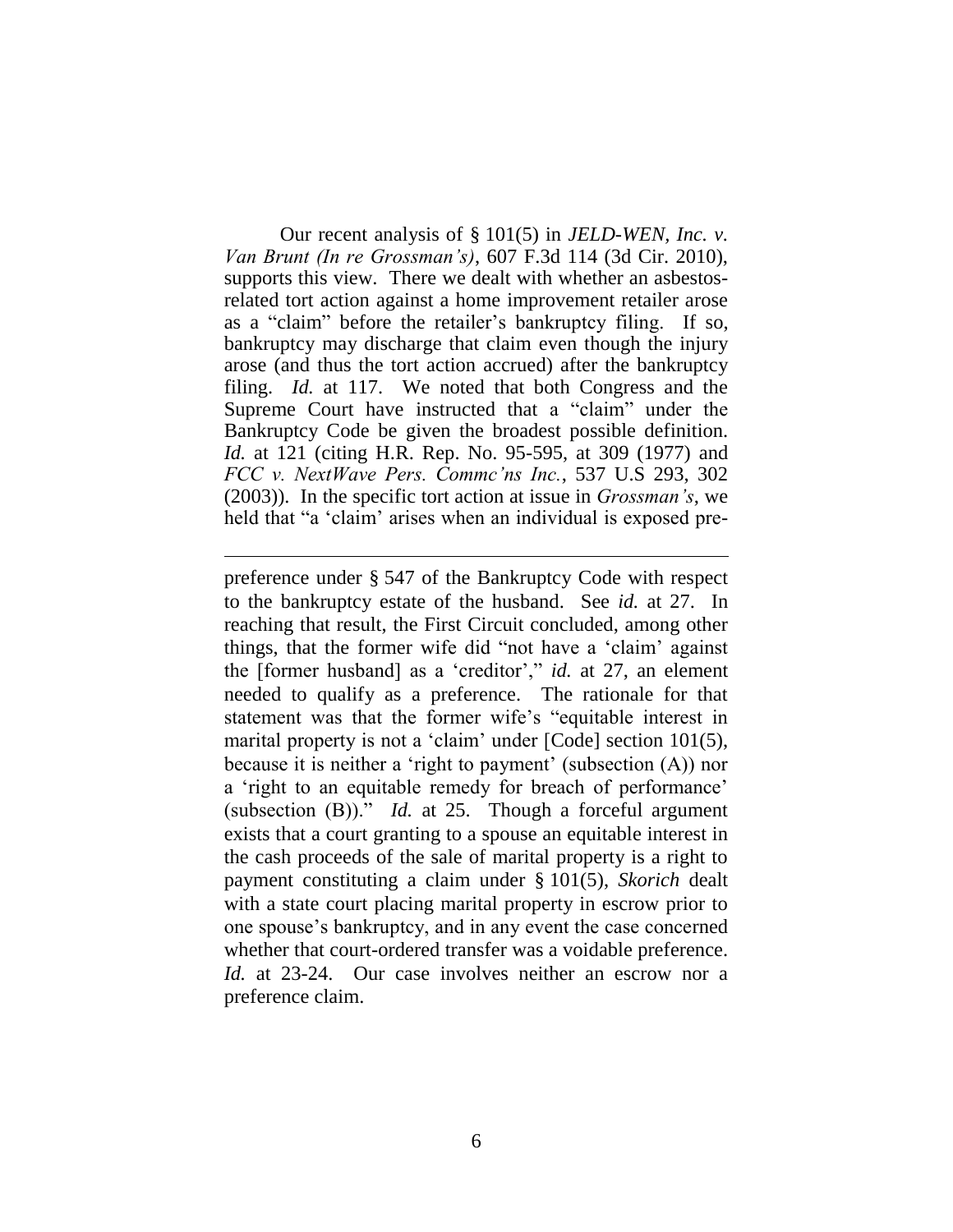Our recent analysis of § 101(5) in *JELD-WEN, Inc. v. Van Brunt (In re Grossman's)*, 607 F.3d 114 (3d Cir. 2010), supports this view. There we dealt with whether an asbestos-related tort action against a home improvement retailer arose as a "claim" before the retailer's bankruptcy filing. If so, bankruptcy may discharge that claim even though the injury arose (and thus the tort action accrued) after the bankruptcy filing. *Id.* at 117. We noted that both Congress and the Supreme Court have instructed that a "claim" under the Bankruptcy Code be given the broadest possible definition. *Id.* at 121 (citing H.R. Rep. No. 95-595, at 309 (1977) and *FCC v. NextWave Pers. Commc'ns Inc.*, 537 U.S 293, 302 (2003)). In the specific tort action at issue in *Grossman's*, we held that "a 'claim' arises when an individual is exposed pre-

---

preference under § 547 of the Bankruptcy Code with respect to the bankruptcy estate of the husband. See *id.* at 27. In reaching that result, the First Circuit concluded, among other things, that the former wife did "not have a 'claim' against the [former husband] as a 'creditor'," *id.* at 27, an element needed to qualify as a preference. The rationale for that statement was that the former wife's "equitable interest in marital property is not a 'claim' under [Code] section 101(5), because it is neither a 'right to payment' (subsection (A)) nor a 'right to an equitable remedy for breach of performance' (subsection (B))." *Id.* at 25. Though a forceful argument exists that a court granting to a spouse an equitable interest in the cash proceeds of the sale of marital property is a right to payment constituting a claim under § 101(5), *Skorich* dealt with a state court placing marital property in escrow prior to one spouse's bankruptcy, and in any event the case concerned whether that court-ordered transfer was a voidable preference. *Id.* at 23-24. Our case involves neither an escrow nor a preference claim.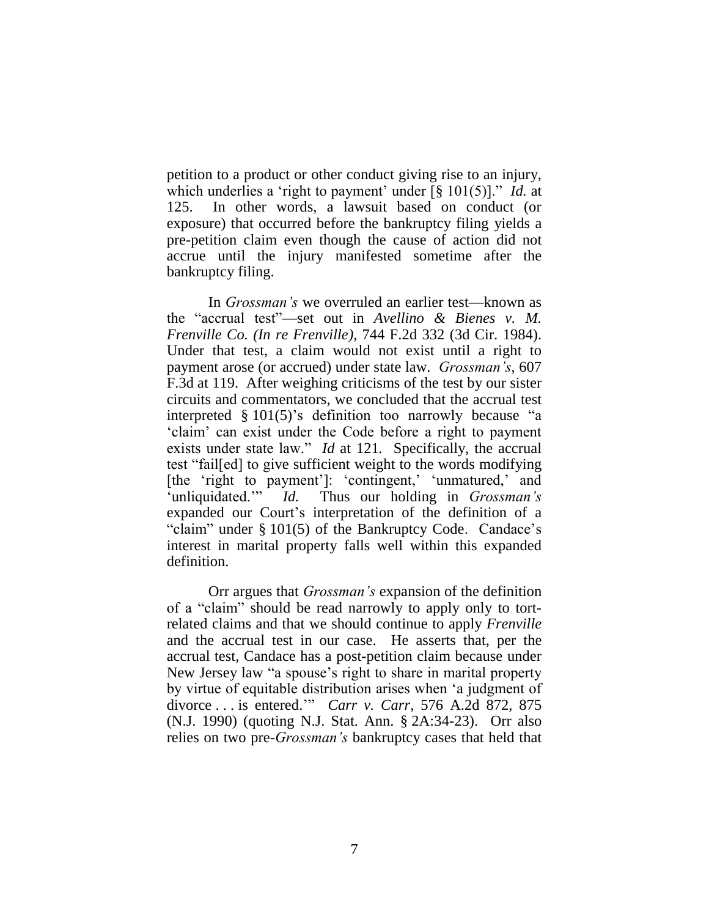petition to a product or other conduct giving rise to an injury, which underlies a 'right to payment' under [§ 101(5)]." *Id.* at 125. In other words, a lawsuit based on conduct (or exposure) that occurred before the bankruptcy filing yields a pre-petition claim even though the cause of action did not accrue until the injury manifested sometime after the bankruptcy filing.

In *Grossman's* we overruled an earlier test—known as the "accrual test"—set out in *Avellino & Bienes v. M. Frenville Co. (In re Frenville)*, 744 F.2d 332 (3d Cir. 1984). Under that test, a claim would not exist until a right to payment arose (or accrued) under state law. *Grossman's*, 607 F.3d at 119. After weighing criticisms of the test by our sister circuits and commentators, we concluded that the accrual test interpreted § 101(5)'s definition too narrowly because "a 'claim' can exist under the Code before a right to payment exists under state law." *Id* at 121. Specifically, the accrual test "fail[ed] to give sufficient weight to the words modifying [the 'right to payment']: 'contingent,' 'unmatured,' and 'unliquidated.'" *Id.* Thus our holding in *Grossman's* expanded our Court's interpretation of the definition of a "claim" under § 101(5) of the Bankruptcy Code. Candace's interest in marital property falls well within this expanded definition.

Orr argues that *Grossman's* expansion of the definition of a "claim" should be read narrowly to apply only to tort-related claims and that we should continue to apply *Frenville* and the accrual test in our case. He asserts that, per the accrual test, Candace has a post-petition claim because under New Jersey law "a spouse's right to share in marital property by virtue of equitable distribution arises when 'a judgment of divorce . . . is entered.'" *Carr v. Carr*, 576 A.2d 872, 875 (N.J. 1990) (quoting N.J. Stat. Ann. § 2A:34-23). Orr also relies on two pre-*Grossman's* bankruptcy cases that held that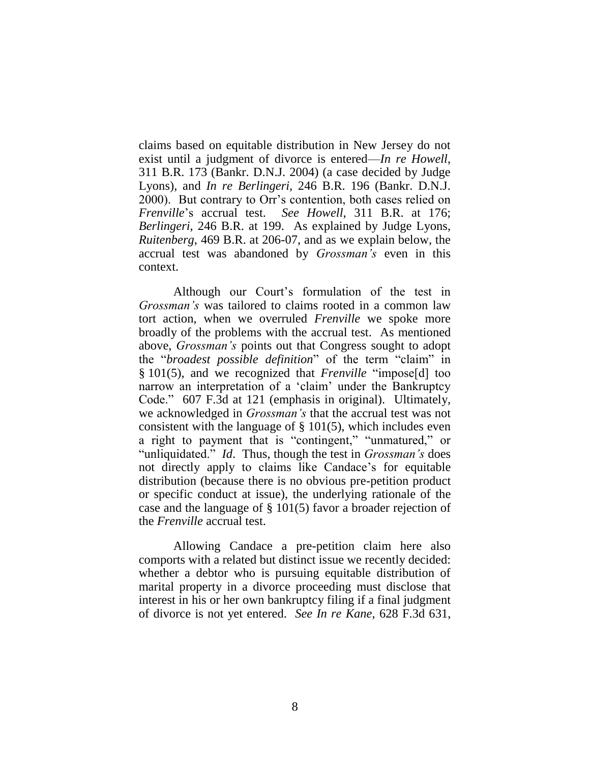claims based on equitable distribution in New Jersey do not exist until a judgment of divorce is entered—*In re Howell*, 311 B.R. 173 (Bankr. D.N.J. 2004) (a case decided by Judge Lyons), and *In re Berlingeri*, 246 B.R. 196 (Bankr. D.N.J. 2000). But contrary to Orr's contention, both cases relied on *Frenville*'s accrual test. *See Howell*, 311 B.R. at 176; *Berlingeri*, 246 B.R. at 199. As explained by Judge Lyons, *Ruitenberg*, 469 B.R. at 206-07, and as we explain below, the accrual test was abandoned by *Grossman's* even in this context.

Although our Court's formulation of the test in *Grossman's* was tailored to claims rooted in a common law tort action, when we overruled *Frenville* we spoke more broadly of the problems with the accrual test. As mentioned above, *Grossman's* points out that Congress sought to adopt the "*broadest possible definition*" of the term "claim" in § 101(5), and we recognized that *Frenville* "impose[d] too narrow an interpretation of a 'claim' under the Bankruptcy Code." 607 F.3d at 121 (emphasis in original). Ultimately, we acknowledged in *Grossman's* that the accrual test was not consistent with the language of § 101(5), which includes even a right to payment that is "contingent," "unmatured," or "unliquidated." *Id*. Thus, though the test in *Grossman's* does not directly apply to claims like Candace's for equitable distribution (because there is no obvious pre-petition product or specific conduct at issue), the underlying rationale of the case and the language of § 101(5) favor a broader rejection of the *Frenville* accrual test.

Allowing Candace a pre-petition claim here also comports with a related but distinct issue we recently decided: whether a debtor who is pursuing equitable distribution of marital property in a divorce proceeding must disclose that interest in his or her own bankruptcy filing if a final judgment of divorce is not yet entered. *See In re Kane*, 628 F.3d 631,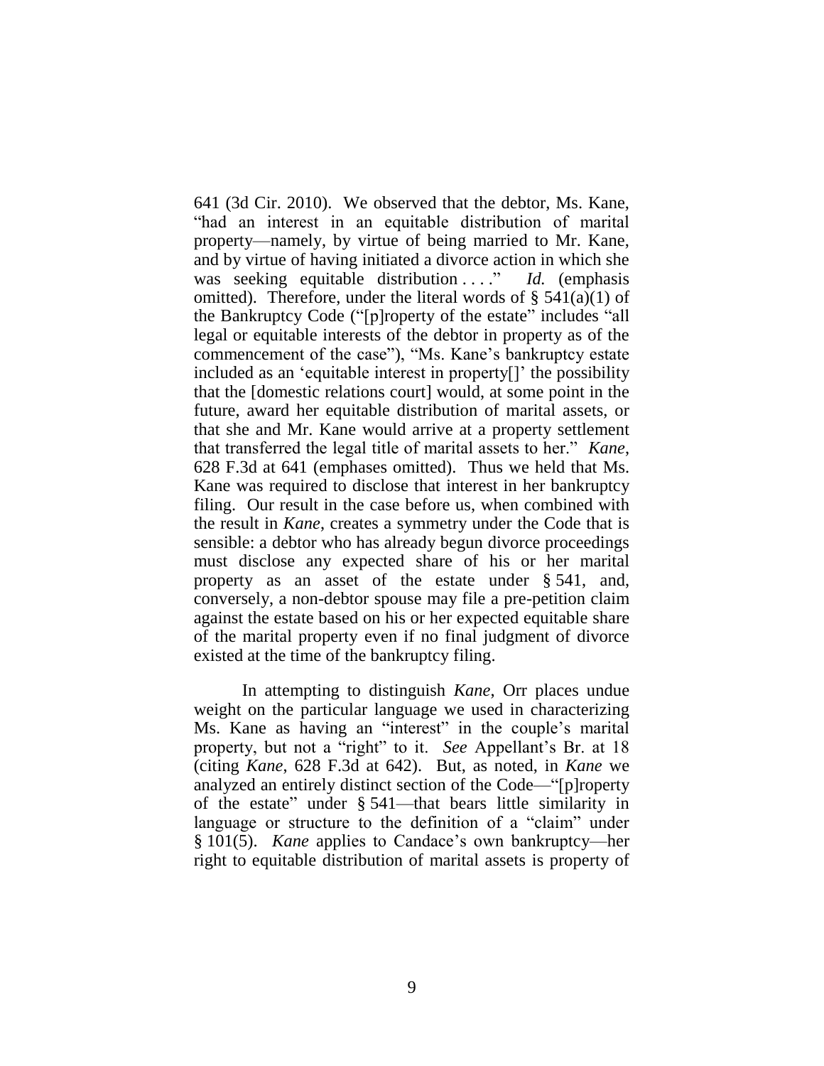641 (3d Cir. 2010). We observed that the debtor, Ms. Kane, "had an interest in an equitable distribution of marital property—namely, by virtue of being married to Mr. Kane, and by virtue of having initiated a divorce action in which she was seeking equitable distribution . . . ." *Id.* (emphasis omitted). Therefore, under the literal words of § 541(a)(1) of the Bankruptcy Code ("[p]roperty of the estate" includes "all legal or equitable interests of the debtor in property as of the commencement of the case"), "Ms. Kane's bankruptcy estate included as an 'equitable interest in property[]' the possibility that the [domestic relations court] would, at some point in the future, award her equitable distribution of marital assets, or that she and Mr. Kane would arrive at a property settlement that transferred the legal title of marital assets to her." *Kane*, 628 F.3d at 641 (emphases omitted). Thus we held that Ms. Kane was required to disclose that interest in her bankruptcy filing. Our result in the case before us, when combined with the result in *Kane*, creates a symmetry under the Code that is sensible: a debtor who has already begun divorce proceedings must disclose any expected share of his or her marital property as an asset of the estate under § 541, and, conversely, a non-debtor spouse may file a pre-petition claim against the estate based on his or her expected equitable share of the marital property even if no final judgment of divorce existed at the time of the bankruptcy filing.

In attempting to distinguish *Kane*, Orr places undue weight on the particular language we used in characterizing Ms. Kane as having an "interest" in the couple's marital property, but not a "right" to it. *See* Appellant's Br. at 18 (citing *Kane*, 628 F.3d at 642). But, as noted, in *Kane* we analyzed an entirely distinct section of the Code—"[p]roperty of the estate" under § 541—that bears little similarity in language or structure to the definition of a "claim" under § 101(5). *Kane* applies to Candace's own bankruptcy—her right to equitable distribution of marital assets is property of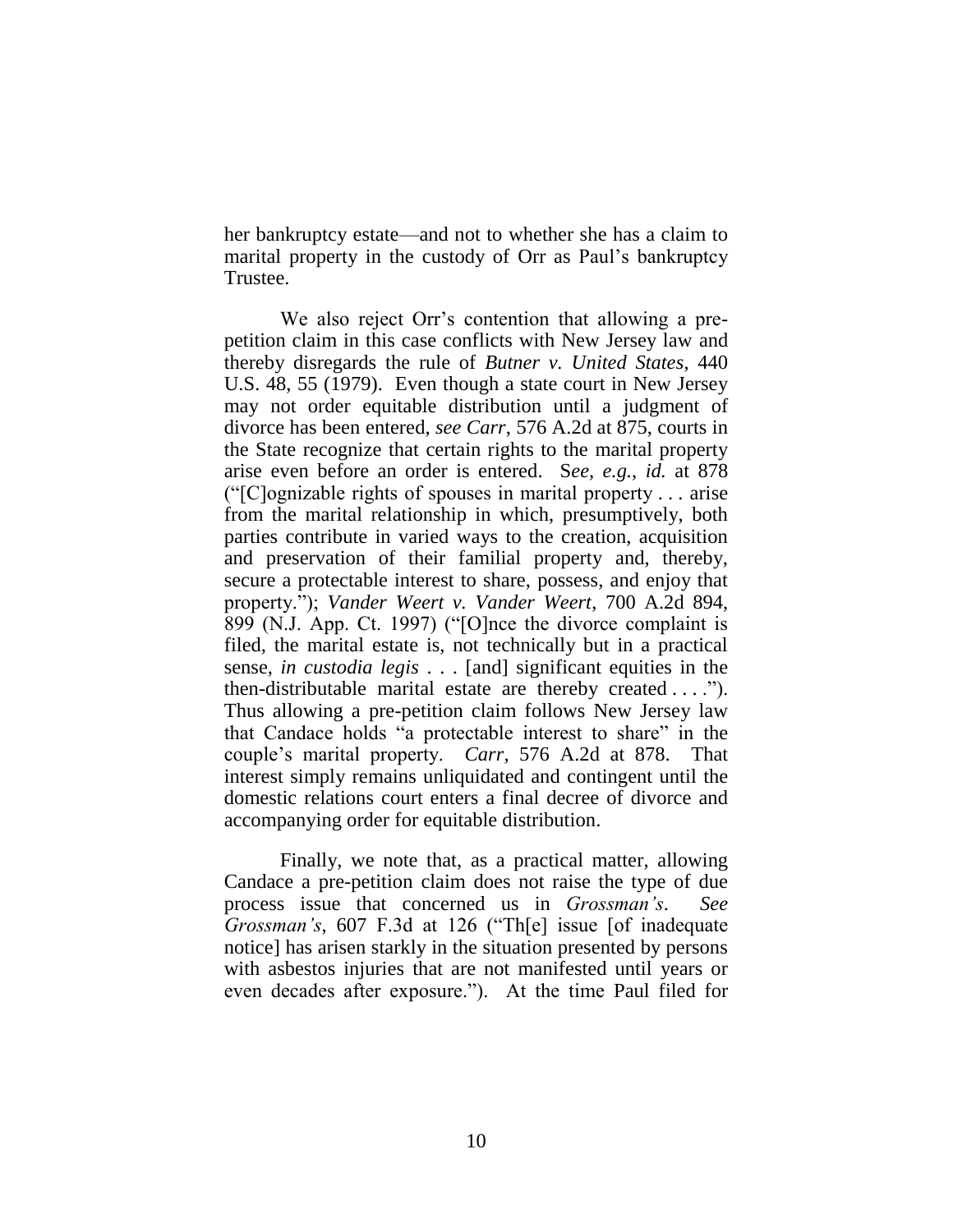her bankruptcy estate—and not to whether she has a claim to marital property in the custody of Orr as Paul's bankruptcy Trustee.

We also reject Orr's contention that allowing a pre-petition claim in this case conflicts with New Jersey law and thereby disregards the rule of *Butner v. United States*, 440 U.S. 48, 55 (1979). Even though a state court in New Jersey may not order equitable distribution until a judgment of divorce has been entered, *see Carr*, 576 A.2d at 875, courts in the State recognize that certain rights to the marital property arise even before an order is entered. S*ee, e.g.*, *id.* at 878 ("[C]ognizable rights of spouses in marital property . . . arise from the marital relationship in which, presumptively, both parties contribute in varied ways to the creation, acquisition and preservation of their familial property and, thereby, secure a protectable interest to share, possess, and enjoy that property."); *Vander Weert v. Vander Weert*, 700 A.2d 894, 899 (N.J. App. Ct. 1997) ("[O]nce the divorce complaint is filed, the marital estate is, not technically but in a practical sense, *in custodia legis* . . . [and] significant equities in the then-distributable marital estate are thereby created . . . ."). Thus allowing a pre-petition claim follows New Jersey law that Candace holds "a protectable interest to share" in the couple's marital property. *Carr*, 576 A.2d at 878. That interest simply remains unliquidated and contingent until the domestic relations court enters a final decree of divorce and accompanying order for equitable distribution.

Finally, we note that, as a practical matter, allowing Candace a pre-petition claim does not raise the type of due process issue that concerned us in *Grossman's*. *See Grossman's*, 607 F.3d at 126 ("Th[e] issue [of inadequate notice] has arisen starkly in the situation presented by persons with asbestos injuries that are not manifested until years or even decades after exposure."). At the time Paul filed for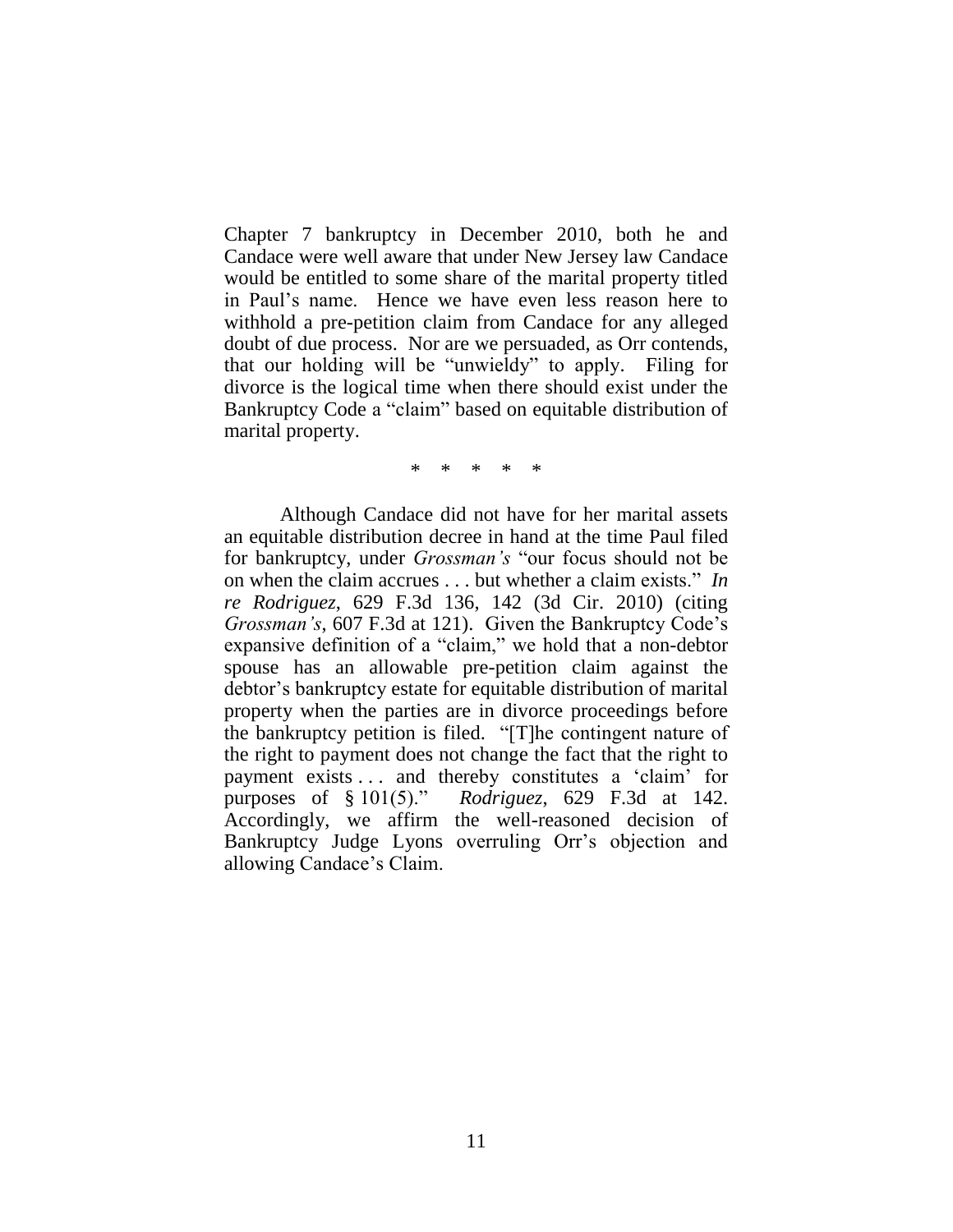Chapter 7 bankruptcy in December 2010, both he and Candace were well aware that under New Jersey law Candace would be entitled to some share of the marital property titled in Paul's name. Hence we have even less reason here to withhold a pre-petition claim from Candace for any alleged doubt of due process. Nor are we persuaded, as Orr contends, that our holding will be "unwieldy" to apply. Filing for divorce is the logical time when there should exist under the Bankruptcy Code a "claim" based on equitable distribution of marital property.

\* \* \* \* \*

Although Candace did not have for her marital assets an equitable distribution decree in hand at the time Paul filed for bankruptcy, under *Grossman's* "our focus should not be on when the claim accrues . . . but whether a claim exists." *In re Rodriguez*, 629 F.3d 136, 142 (3d Cir. 2010) (citing *Grossman's*, 607 F.3d at 121). Given the Bankruptcy Code's expansive definition of a "claim," we hold that a non-debtor spouse has an allowable pre-petition claim against the debtor's bankruptcy estate for equitable distribution of marital property when the parties are in divorce proceedings before the bankruptcy petition is filed. "[T]he contingent nature of the right to payment does not change the fact that the right to payment exists . . . and thereby constitutes a 'claim' for purposes of § 101(5)." *Rodriguez*, 629 F.3d at 142. Accordingly, we affirm the well-reasoned decision of Bankruptcy Judge Lyons overruling Orr's objection and allowing Candace's Claim.